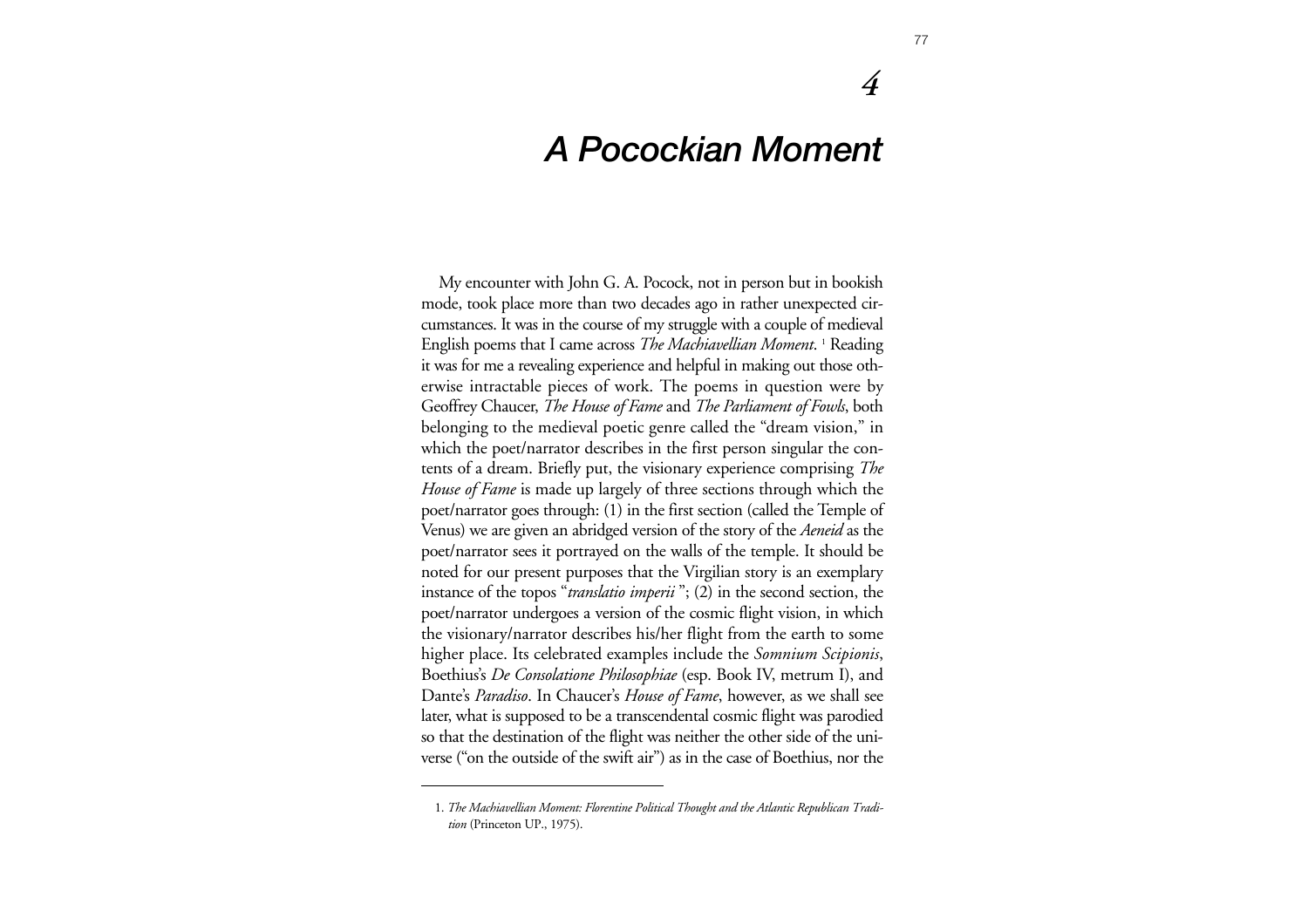# 4

# A Pocockian Moment

My encounter with John G. A. Pocock, not in person but in bookish mode, took place more than two decades ago in rather unexpected circumstances. It was in the course of my struggle with a couple of medieval English poems that I came across *The Machiavellian Moment*. [1] Reading it was for me a revealing experience and helpful in making out those otherwise intractable pieces of work. The poems in question were by Geoffrey Chaucer, *The House of Fame* and *The Parliament of Fowls*, both belonging to the medieval poetic genre called the "dream vision," in which the poet/narrator describes in the first person singular the contents of a dream. Briefly put, the visionary experience comprising *The House of Fame* is made up largely of three sections through which the poet/narrator goes through: (1) in the first section (called the Temple of Venus) we are given an abridged version of the story of the *Aeneid* as the poet/narrator sees it portrayed on the walls of the temple. It should be noted for our present purposes that the Virgilian story is an exemplary instance of the topos "*translatio imperii* "; (2) in the second section, the poet/narrator undergoes a version of the cosmic flight vision, in which the visionary/narrator describes his/her flight from the earth to some higher place. Its celebrated examples include the *Somnium Scipionis*, Boethius's *De Consolatione Philosophiae* (esp. Book IV, metrum I), and Dante's *Paradiso*. In Chaucer's *House of Fame*, however, as we shall see later, what is supposed to be a transcendental cosmic flight was parodied so that the destination of the flight was neither the other side of the universe ("on the outside of the swift air") as in the case of Boethius, nor the

1. *The Machiavellian Moment: Florentine Political Thought and the Atlantic Republican Tradition* (Princeton UP., 1975).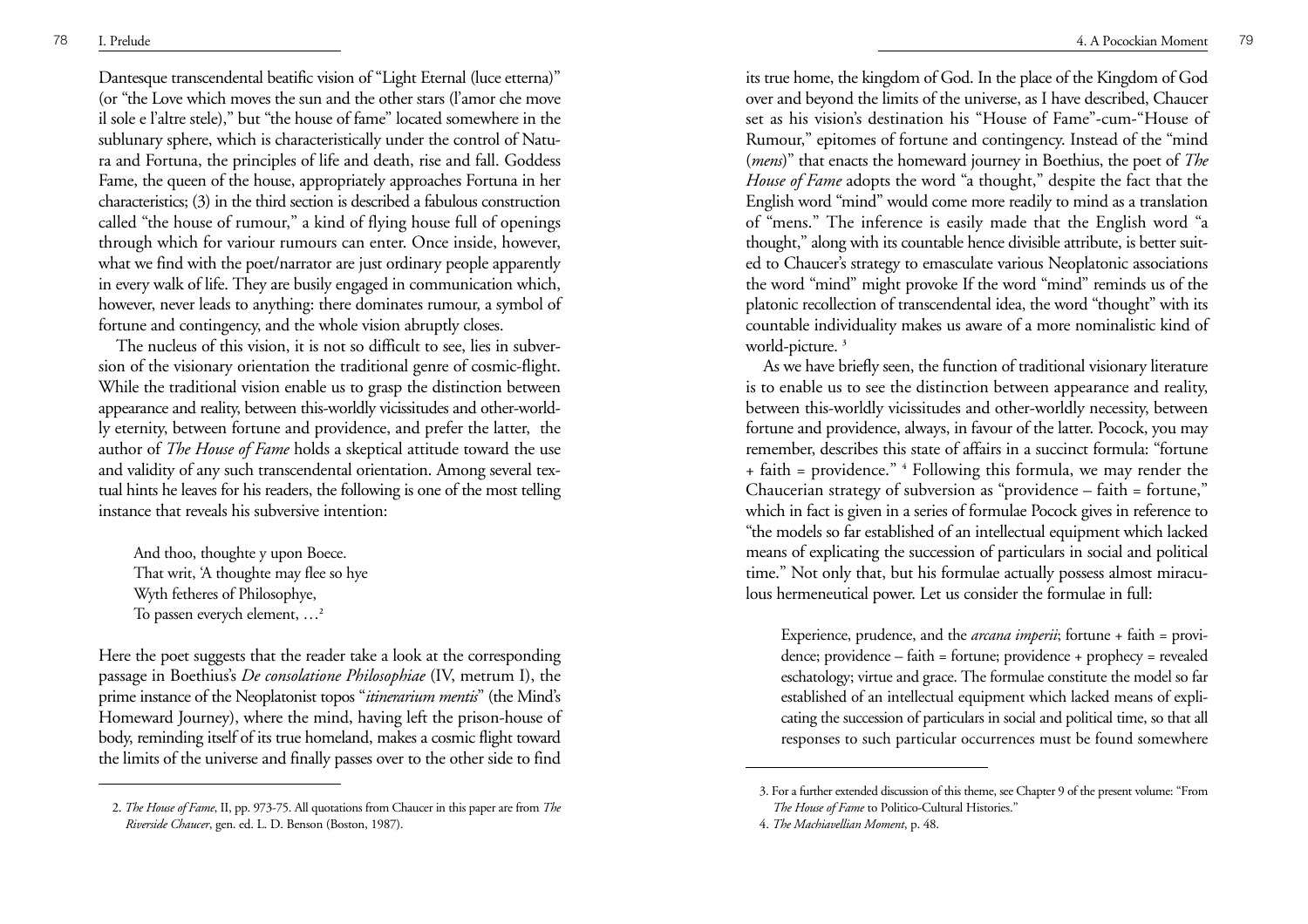Dantesque transcendental beatific vision of "Light Eternal (luce etterna)" (or "the Love which moves the sun and the other stars (l'amor che move il sole e l'altre stele)," but "the house of fame" located somewhere in the sublunary sphere, which is characteristically under the control of Natura and Fortuna, the principles of life and death, rise and fall. Goddess Fame, the queen of the house, appropriately approaches Fortuna in her characteristics; (3) in the third section is described a fabulous construction called "the house of rumour," a kind of flying house full of openings through which for variour rumours can enter. Once inside, however, what we find with the poet/narrator are just ordinary people apparently in every walk of life. They are busily engaged in communication which, however, never leads to anything: there dominates rumour, a symbol of fortune and contingency, and the whole vision abruptly closes.

The nucleus of this vision, it is not so difficult to see, lies in subversion of the visionary orientation the traditional genre of cosmic-flight. While the traditional vision enable us to grasp the distinction between appearance and reality, between this-worldly vicissitudes and other-worldly eternity, between fortune and providence, and prefer the latter, the author of *The House of Fame* holds a skeptical attitude toward the use and validity of any such transcendental orientation. Among several textual hints he leaves for his readers, the following is one of the most telling instance that reveals his subversive intention:

> And thoo, thoughte y upon Boece.
> That writ, 'A thoughte may flee so hye
> Wyth fetheres of Philosophye,
> To passen everych element, …[2]

Here the poet suggests that the reader take a look at the corresponding passage in Boethius's *De consolatione Philosophiae* (IV, metrum I), the prime instance of the Neoplatonist topos "*itinerarium mentis*" (the Mind's Homeward Journey), where the mind, having left the prison-house of body, reminding itself of its true homeland, makes a cosmic flight toward the limits of the universe and finally passes over to the other side to find its true home, the kingdom of God. In the place of the Kingdom of God over and beyond the limits of the universe, as I have described, Chaucer set as his vision's destination his "House of Fame"-cum-"House of Rumour," epitomes of fortune and contingency. Instead of the "mind (*mens*)" that enacts the homeward journey in Boethius, the poet of *The House of Fame* adopts the word "a thought," despite the fact that the English word "mind" would come more readily to mind as a translation of "mens." The inference is easily made that the English word "a thought," along with its countable hence divisible attribute, is better suited to Chaucer's strategy to emasculate various Neoplatonic associations the word "mind" might provoke If the word "mind" reminds us of the platonic recollection of transcendental idea, the word "thought" with its countable individuality makes us aware of a more nominalistic kind of world-picture.[3]

As we have briefly seen, the function of traditional visionary literature is to enable us to see the distinction between appearance and reality, between this-worldly vicissitudes and other-worldly necessity, between fortune and providence, always, in favour of the latter. Pocock, you may remember, describes this state of affairs in a succinct formula: "fortune + faith = providence."[4] Following this formula, we may render the Chaucerian strategy of subversion as "providence – faith = fortune," which in fact is given in a series of formulae Pocock gives in reference to "the models so far established of an intellectual equipment which lacked means of explicating the succession of particulars in social and political time." Not only that, but his formulae actually possess almost miraculous hermeneutical power. Let us consider the formulae in full:

> Experience, prudence, and the *arcana imperii*; fortune + faith = providence; providence – faith = fortune; providence + prophecy = revealed eschatology; virtue and grace. The formulae constitute the model so far established of an intellectual equipment which lacked means of explicating the succession of particulars in social and political time, so that all responses to such particular occurrences must be found somewhere

---

2. *The House of Fame*, II, pp. 973-75. All quotations from Chaucer in this paper are from *The Riverside Chaucer*, gen. ed. L. D. Benson (Boston, 1987).

3. For a further extended discussion of this theme, see Chapter 9 of the present volume: "From *The House of Fame* to Politico-Cultural Histories."

4. *The Machiavellian Moment*, p. 48.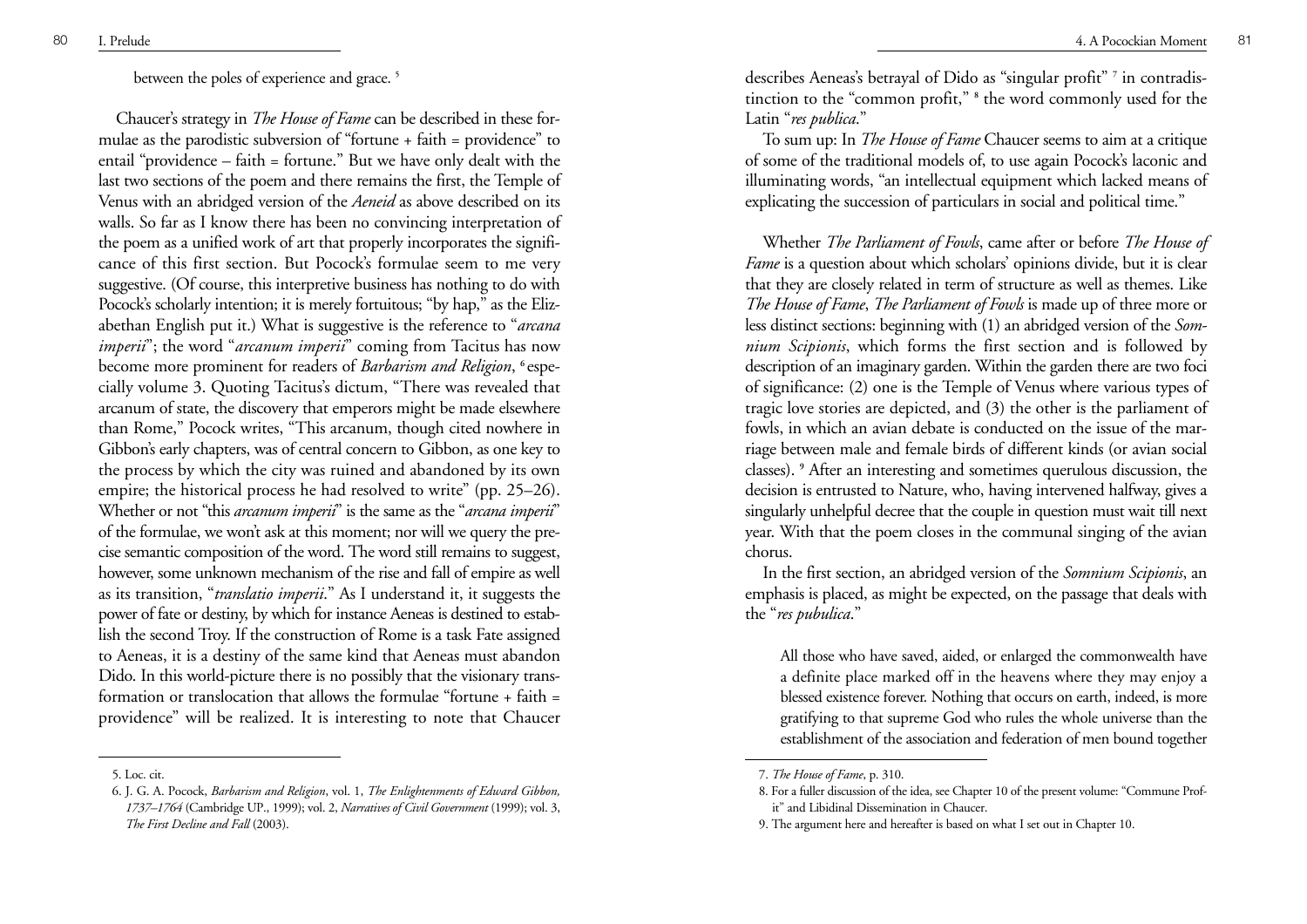between the poles of experience and grace. [5]

Chaucer's strategy in *The House of Fame* can be described in these formulae as the parodistic subversion of "fortune + faith = providence" to entail "providence – faith = fortune." But we have only dealt with the last two sections of the poem and there remains the first, the Temple of Venus with an abridged version of the *Aeneid* as above described on its walls. So far as I know there has been no convincing interpretation of the poem as a unified work of art that properly incorporates the significance of this first section. But Pocock's formulae seem to me very suggestive. (Of course, this interpretive business has nothing to do with Pocock's scholarly intention; it is merely fortuitous; "by hap," as the Elizabethan English put it.) What is suggestive is the reference to "*arcana imperii*"; the word "*arcanum imperii*" coming from Tacitus has now become more prominent for readers of *Barbarism and Religion*, [6] especially volume 3. Quoting Tacitus's dictum, "There was revealed that arcanum of state, the discovery that emperors might be made elsewhere than Rome," Pocock writes, "This arcanum, though cited nowhere in Gibbon's early chapters, was of central concern to Gibbon, as one key to the process by which the city was ruined and abandoned by its own empire; the historical process he had resolved to write" (pp. 25–26). Whether or not "this *arcanum imperii*" is the same as the "*arcana imperii*" of the formulae, we won't ask at this moment; nor will we query the precise semantic composition of the word. The word still remains to suggest, however, some unknown mechanism of the rise and fall of empire as well as its transition, "*translatio imperii*." As I understand it, it suggests the power of fate or destiny, by which for instance Aeneas is destined to establish the second Troy. If the construction of Rome is a task Fate assigned to Aeneas, it is a destiny of the same kind that Aeneas must abandon Dido. In this world-picture there is no possibly that the visionary transformation or translocation that allows the formulae "fortune + faith = providence" will be realized. It is interesting to note that Chaucer describes Aeneas's betrayal of Dido as "singular profit" [7] in contradistinction to the "common profit," [8] the word commonly used for the Latin "*res publica*."

To sum up: In *The House of Fame* Chaucer seems to aim at a critique of some of the traditional models of, to use again Pocock's laconic and illuminating words, "an intellectual equipment which lacked means of explicating the succession of particulars in social and political time."

Whether *The Parliament of Fowls*, came after or before *The House of Fame* is a question about which scholars' opinions divide, but it is clear that they are closely related in term of structure as well as themes. Like *The House of Fame*, *The Parliament of Fowls* is made up of three more or less distinct sections: beginning with (1) an abridged version of the *Somnium Scipionis*, which forms the first section and is followed by description of an imaginary garden. Within the garden there are two foci of significance: (2) one is the Temple of Venus where various types of tragic love stories are depicted, and (3) the other is the parliament of fowls, in which an avian debate is conducted on the issue of the marriage between male and female birds of different kinds (or avian social classes). [9] After an interesting and sometimes querulous discussion, the decision is entrusted to Nature, who, having intervened halfway, gives a singularly unhelpful decree that the couple in question must wait till next year. With that the poem closes in the communal singing of the avian chorus.

In the first section, an abridged version of the *Somnium Scipionis*, an emphasis is placed, as might be expected, on the passage that deals with the "*res pubulica*."

> All those who have saved, aided, or enlarged the commonwealth have a definite place marked off in the heavens where they may enjoy a blessed existence forever. Nothing that occurs on earth, indeed, is more gratifying to that supreme God who rules the whole universe than the establishment of the association and federation of men bound together

---

5. Loc. cit.

6. J. G. A. Pocock, *Barbarism and Religion*, vol. 1, *The Enlightenments of Edward Gibbon, 1737–1764* (Cambridge UP., 1999); vol. 2, *Narratives of Civil Government* (1999); vol. 3, *The First Decline and Fall* (2003).

7. *The House of Fame*, p. 310.

8. For a fuller discussion of the idea, see Chapter 10 of the present volume: "Commune Profit" and Libidinal Dissemination in Chaucer.

9. The argument here and hereafter is based on what I set out in Chapter 10.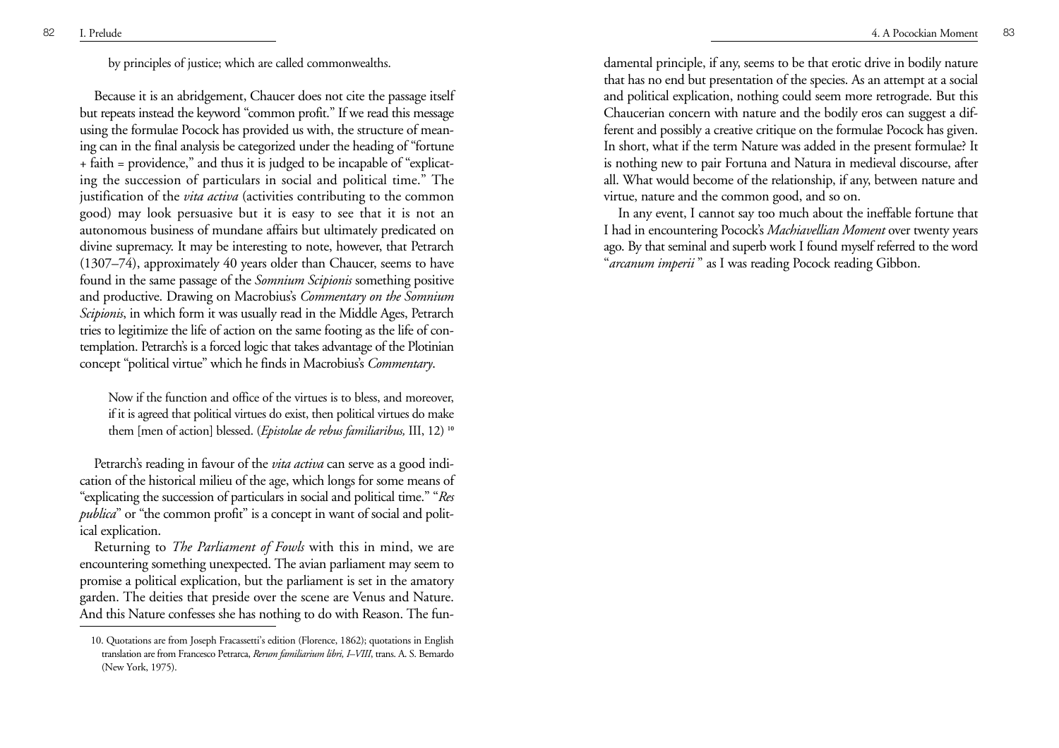by principles of justice; which are called commonwealths.

Because it is an abridgement, Chaucer does not cite the passage itself but repeats instead the keyword "common profit." If we read this message using the formulae Pocock has provided us with, the structure of meaning can in the final analysis be categorized under the heading of "fortune + faith = providence," and thus it is judged to be incapable of "explicating the succession of particulars in social and political time." The justification of the *vita activa* (activities contributing to the common good) may look persuasive but it is easy to see that it is not an autonomous business of mundane affairs but ultimately predicated on divine supremacy. It may be interesting to note, however, that Petrarch (1307–74), approximately 40 years older than Chaucer, seems to have found in the same passage of the *Somnium Scipionis* something positive and productive. Drawing on Macrobius's *Commentary on the Somnium Scipionis*, in which form it was usually read in the Middle Ages, Petrarch tries to legitimize the life of action on the same footing as the life of contemplation. Petrarch's is a forced logic that takes advantage of the Plotinian concept "political virtue" which he finds in Macrobius's *Commentary*.

> Now if the function and office of the virtues is to bless, and moreover, if it is agreed that political virtues do exist, then political virtues do make them [men of action] blessed. (*Epistolae de rebus familiaribus,* III, 12) [10]

Petrarch's reading in favour of the *vita activa* can serve as a good indication of the historical milieu of the age, which longs for some means of "explicating the succession of particulars in social and political time." "*Res publica*" or "the common profit" is a concept in want of social and political explication.

Returning to *The Parliament of Fowls* with this in mind, we are encountering something unexpected. The avian parliament may seem to promise a political explication, but the parliament is set in the amatory garden. The deities that preside over the scene are Venus and Nature. And this Nature confesses she has nothing to do with Reason. The fundamental principle, if any, seems to be that erotic drive in bodily nature that has no end but presentation of the species. As an attempt at a social and political explication, nothing could seem more retrograde. But this Chaucerian concern with nature and the bodily eros can suggest a different and possibly a creative critique on the formulae Pocock has given. In short, what if the term Nature was added in the present formulae? It is nothing new to pair Fortuna and Natura in medieval discourse, after all. What would become of the relationship, if any, between nature and virtue, nature and the common good, and so on.

In any event, I cannot say too much about the ineffable fortune that I had in encountering Pocock's *Machiavellian Moment* over twenty years ago. By that seminal and superb work I found myself referred to the word "*arcanum imperii* " as I was reading Pocock reading Gibbon.

10. Quotations are from Joseph Fracassetti's edition (Florence, 1862); quotations in English translation are from Francesco Petrarca, *Rerum familiarium libri, I–VIII*, trans. A. S. Bernardo (New York, 1975).